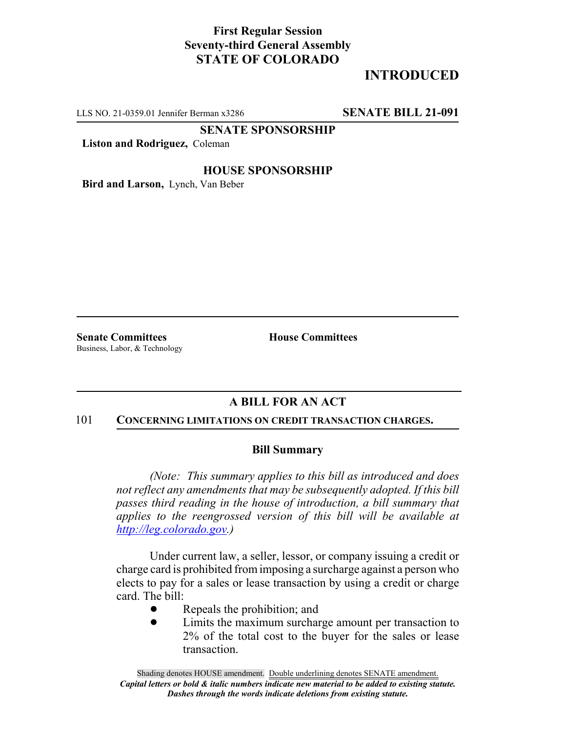**First Regular Session**
**Seventy-third General Assembly**
**STATE OF COLORADO**

# INTRODUCED

LLS NO. 21-0359.01 Jennifer Berman x3286 **SENATE BILL 21-091**

**SENATE SPONSORSHIP**

**Liston and Rodriguez,** Coleman

**HOUSE SPONSORSHIP**

**Bird and Larson,** Lynch, Van Beber

**Senate Committees**
Business, Labor, & Technology

**House Committees**

## A BILL FOR AN ACT

101 **CONCERNING LIMITATIONS ON CREDIT TRANSACTION CHARGES.**

### Bill Summary

*(Note: This summary applies to this bill as introduced and does not reflect any amendments that may be subsequently adopted. If this bill passes third reading in the house of introduction, a bill summary that applies to the reengrossed version of this bill will be available at http://leg.colorado.gov.)*

Under current law, a seller, lessor, or company issuing a credit or charge card is prohibited from imposing a surcharge against a person who elects to pay for a sales or lease transaction by using a credit or charge card. The bill:

- Repeals the prohibition; and
- Limits the maximum surcharge amount per transaction to 2% of the total cost to the buyer for the sales or lease transaction.

Shading denotes HOUSE amendment. Double underlining denotes SENATE amendment.
*Capital letters or bold & italic numbers indicate new material to be added to existing statute.*
*Dashes through the words indicate deletions from existing statute.*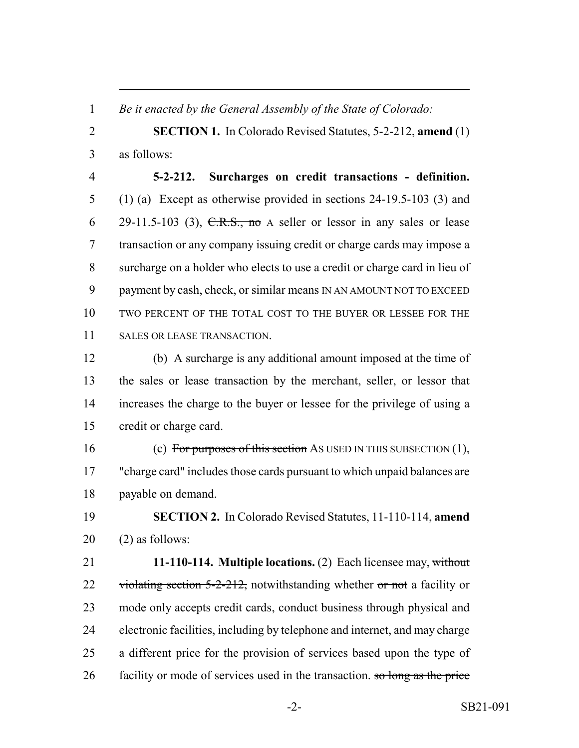*Be it enacted by the General Assembly of the State of Colorado:*

**SECTION 1.** In Colorado Revised Statutes, 5-2-212, **amend** (1) as follows:

**5-2-212. Surcharges on credit transactions - definition.** (1) (a) Except as otherwise provided in sections 24-19.5-103 (3) and 29-11.5-103 (3), ~~C.R.S., no~~ A seller or lessor in any sales or lease transaction or any company issuing credit or charge cards may impose a surcharge on a holder who elects to use a credit or charge card in lieu of payment by cash, check, or similar means IN AN AMOUNT NOT TO EXCEED TWO PERCENT OF THE TOTAL COST TO THE BUYER OR LESSEE FOR THE SALES OR LEASE TRANSACTION.

(b) A surcharge is any additional amount imposed at the time of the sales or lease transaction by the merchant, seller, or lessor that increases the charge to the buyer or lessee for the privilege of using a credit or charge card.

(c) ~~For purposes of this section~~ AS USED IN THIS SUBSECTION (1), "charge card" includes those cards pursuant to which unpaid balances are payable on demand.

**SECTION 2.** In Colorado Revised Statutes, 11-110-114, **amend** (2) as follows:

**11-110-114. Multiple locations.** (2) Each licensee may, ~~without violating section 5-2-212,~~ notwithstanding whether ~~or not~~ a facility or mode only accepts credit cards, conduct business through physical and electronic facilities, including by telephone and internet, and may charge a different price for the provision of services based upon the type of facility or mode of services used in the transaction. ~~so long as the price~~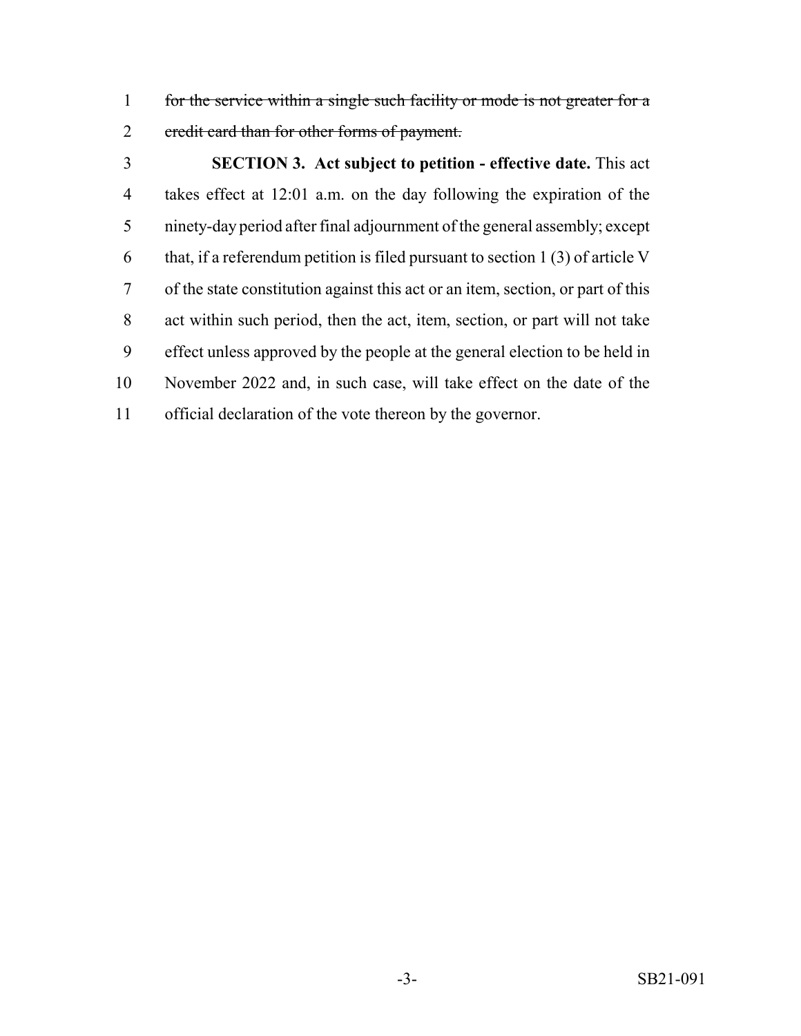~~for the service within a single such facility or mode is not greater for a credit card than for other forms of payment.~~

**SECTION 3. Act subject to petition - effective date.** This act takes effect at 12:01 a.m. on the day following the expiration of the ninety-day period after final adjournment of the general assembly; except that, if a referendum petition is filed pursuant to section 1 (3) of article V of the state constitution against this act or an item, section, or part of this act within such period, then the act, item, section, or part will not take effect unless approved by the people at the general election to be held in November 2022 and, in such case, will take effect on the date of the official declaration of the vote thereon by the governor.